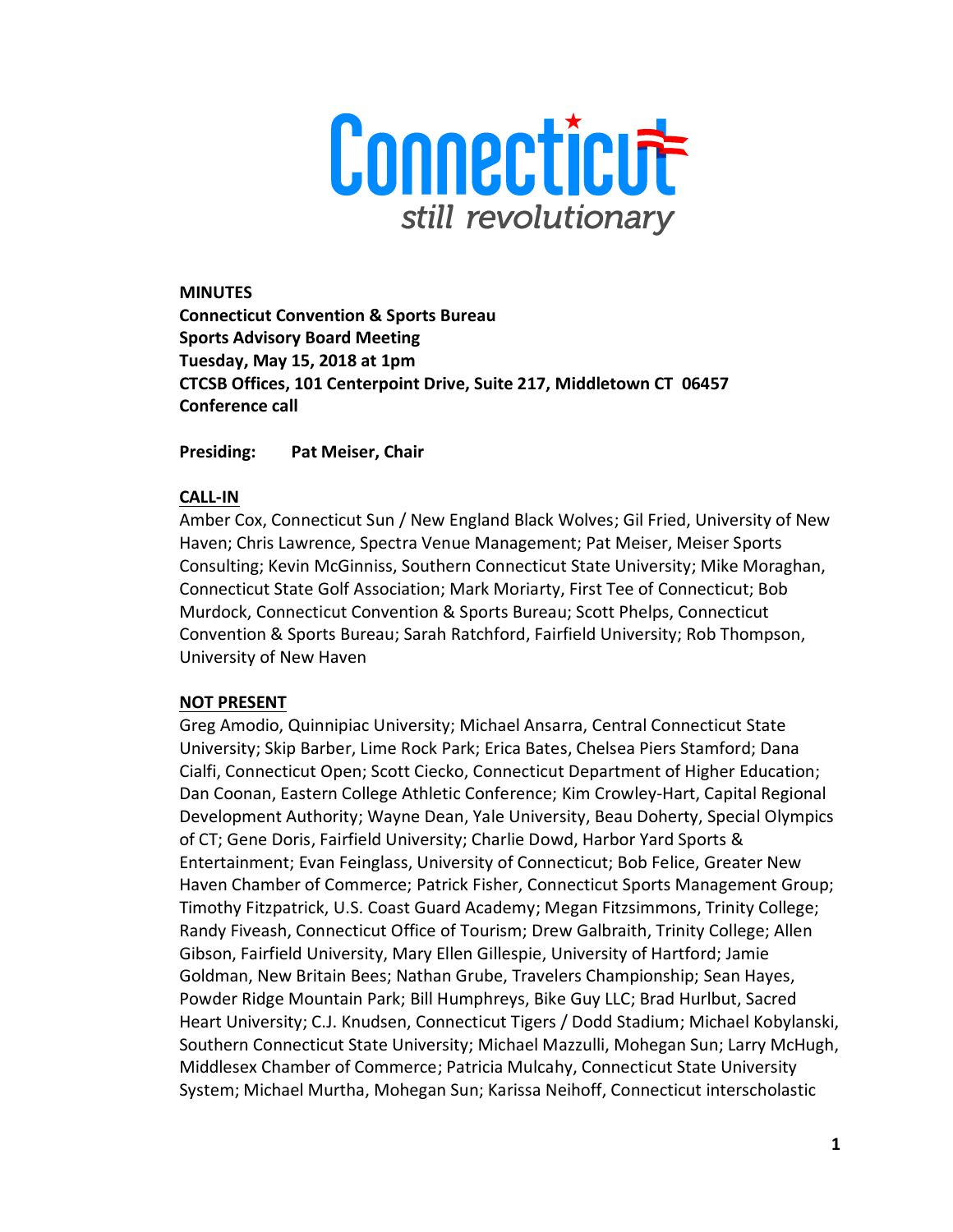Connecticut
*still revolutionary*

**MINUTES**
**Connecticut Convention & Sports Bureau**
**Sports Advisory Board Meeting**
**Tuesday, May 15, 2018 at 1pm**
**CTCSB Offices, 101 Centerpoint Drive, Suite 217, Middletown CT 06457**
**Conference call**

**Presiding:** **Pat Meiser, Chair**

**CALL-IN**

Amber Cox, Connecticut Sun / New England Black Wolves; Gil Fried, University of New Haven; Chris Lawrence, Spectra Venue Management; Pat Meiser, Meiser Sports Consulting; Kevin McGinniss, Southern Connecticut State University; Mike Moraghan, Connecticut State Golf Association; Mark Moriarty, First Tee of Connecticut; Bob Murdock, Connecticut Convention & Sports Bureau; Scott Phelps, Connecticut Convention & Sports Bureau; Sarah Ratchford, Fairfield University; Rob Thompson, University of New Haven

**NOT PRESENT**

Greg Amodio, Quinnipiac University; Michael Ansarra, Central Connecticut State University; Skip Barber, Lime Rock Park; Erica Bates, Chelsea Piers Stamford; Dana Cialfi, Connecticut Open; Scott Ciecko, Connecticut Department of Higher Education; Dan Coonan, Eastern College Athletic Conference; Kim Crowley-Hart, Capital Regional Development Authority; Wayne Dean, Yale University, Beau Doherty, Special Olympics of CT; Gene Doris, Fairfield University; Charlie Dowd, Harbor Yard Sports & Entertainment; Evan Feinglass, University of Connecticut; Bob Felice, Greater New Haven Chamber of Commerce; Patrick Fisher, Connecticut Sports Management Group; Timothy Fitzpatrick, U.S. Coast Guard Academy; Megan Fitzsimmons, Trinity College; Randy Fiveash, Connecticut Office of Tourism; Drew Galbraith, Trinity College; Allen Gibson, Fairfield University, Mary Ellen Gillespie, University of Hartford; Jamie Goldman, New Britain Bees; Nathan Grube, Travelers Championship; Sean Hayes, Powder Ridge Mountain Park; Bill Humphreys, Bike Guy LLC; Brad Hurlbut, Sacred Heart University; C.J. Knudsen, Connecticut Tigers / Dodd Stadium; Michael Kobylanski, Southern Connecticut State University; Michael Mazzulli, Mohegan Sun; Larry McHugh, Middlesex Chamber of Commerce; Patricia Mulcahy, Connecticut State University System; Michael Murtha, Mohegan Sun; Karissa Neihoff, Connecticut interscholastic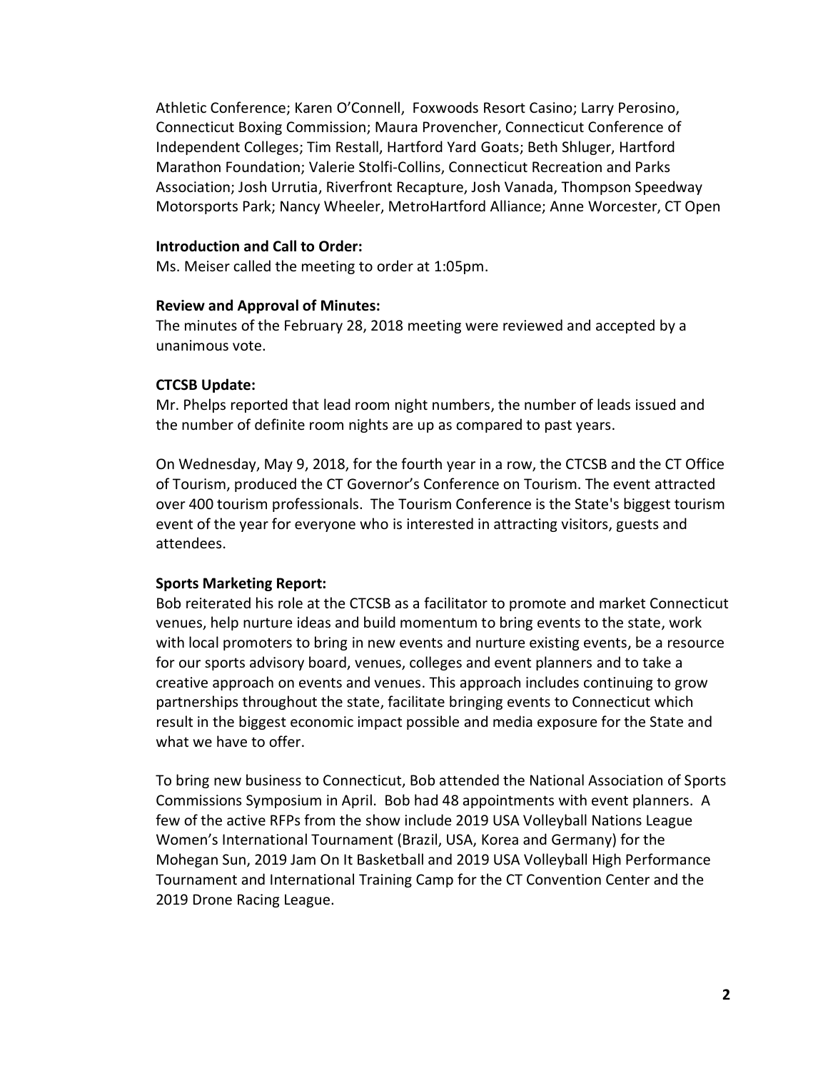Athletic Conference; Karen O'Connell, Foxwoods Resort Casino; Larry Perosino, Connecticut Boxing Commission; Maura Provencher, Connecticut Conference of Independent Colleges; Tim Restall, Hartford Yard Goats; Beth Shluger, Hartford Marathon Foundation; Valerie Stolfi-Collins, Connecticut Recreation and Parks Association; Josh Urrutia, Riverfront Recapture, Josh Vanada, Thompson Speedway Motorsports Park; Nancy Wheeler, MetroHartford Alliance; Anne Worcester, CT Open

**Introduction and Call to Order:**
Ms. Meiser called the meeting to order at 1:05pm.

**Review and Approval of Minutes:**
The minutes of the February 28, 2018 meeting were reviewed and accepted by a unanimous vote.

**CTCSB Update:**
Mr. Phelps reported that lead room night numbers, the number of leads issued and the number of definite room nights are up as compared to past years.

On Wednesday, May 9, 2018, for the fourth year in a row, the CTCSB and the CT Office of Tourism, produced the CT Governor's Conference on Tourism. The event attracted over 400 tourism professionals. The Tourism Conference is the State's biggest tourism event of the year for everyone who is interested in attracting visitors, guests and attendees.

**Sports Marketing Report:**
Bob reiterated his role at the CTCSB as a facilitator to promote and market Connecticut venues, help nurture ideas and build momentum to bring events to the state, work with local promoters to bring in new events and nurture existing events, be a resource for our sports advisory board, venues, colleges and event planners and to take a creative approach on events and venues. This approach includes continuing to grow partnerships throughout the state, facilitate bringing events to Connecticut which result in the biggest economic impact possible and media exposure for the State and what we have to offer.

To bring new business to Connecticut, Bob attended the National Association of Sports Commissions Symposium in April. Bob had 48 appointments with event planners. A few of the active RFPs from the show include 2019 USA Volleyball Nations League Women's International Tournament (Brazil, USA, Korea and Germany) for the Mohegan Sun, 2019 Jam On It Basketball and 2019 USA Volleyball High Performance Tournament and International Training Camp for the CT Convention Center and the 2019 Drone Racing League.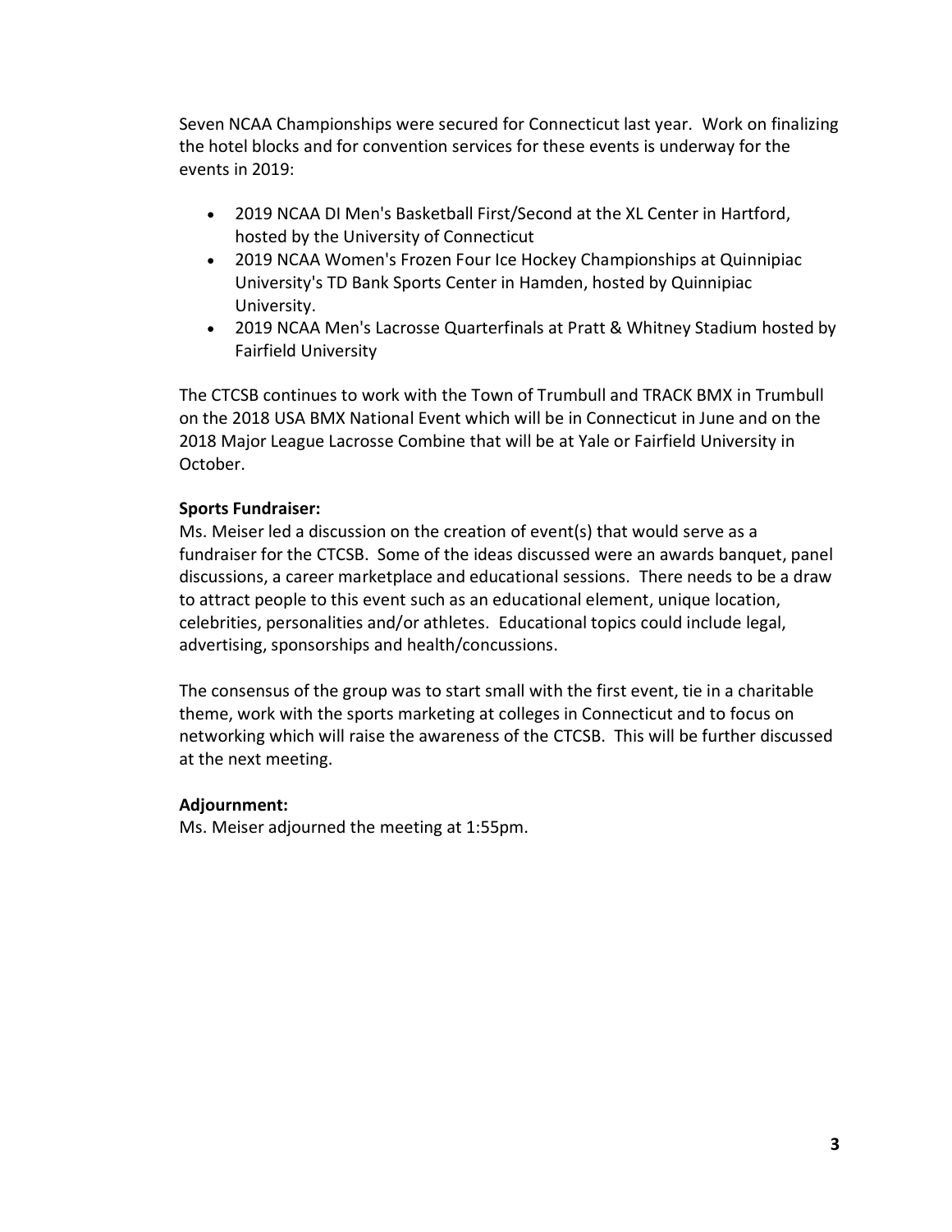Seven NCAA Championships were secured for Connecticut last year. Work on finalizing the hotel blocks and for convention services for these events is underway for the events in 2019:

- 2019 NCAA DI Men's Basketball First/Second at the XL Center in Hartford, hosted by the University of Connecticut
- 2019 NCAA Women's Frozen Four Ice Hockey Championships at Quinnipiac University's TD Bank Sports Center in Hamden, hosted by Quinnipiac University.
- 2019 NCAA Men's Lacrosse Quarterfinals at Pratt & Whitney Stadium hosted by Fairfield University

The CTCSB continues to work with the Town of Trumbull and TRACK BMX in Trumbull on the 2018 USA BMX National Event which will be in Connecticut in June and on the 2018 Major League Lacrosse Combine that will be at Yale or Fairfield University in October.

**Sports Fundraiser:**
Ms. Meiser led a discussion on the creation of event(s) that would serve as a fundraiser for the CTCSB. Some of the ideas discussed were an awards banquet, panel discussions, a career marketplace and educational sessions. There needs to be a draw to attract people to this event such as an educational element, unique location, celebrities, personalities and/or athletes. Educational topics could include legal, advertising, sponsorships and health/concussions.

The consensus of the group was to start small with the first event, tie in a charitable theme, work with the sports marketing at colleges in Connecticut and to focus on networking which will raise the awareness of the CTCSB. This will be further discussed at the next meeting.

**Adjournment:**
Ms. Meiser adjourned the meeting at 1:55pm.